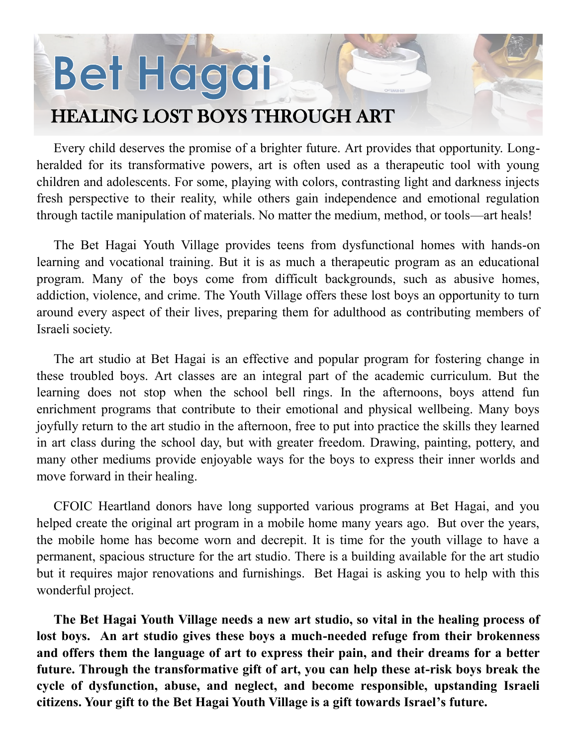# Bet Hagai

## HEALING LOST BOYS THROUGH ART

Every child deserves the promise of a brighter future. Art provides that opportunity. Long-heralded for its transformative powers, art is often used as a therapeutic tool with young children and adolescents. For some, playing with colors, contrasting light and darkness injects fresh perspective to their reality, while others gain independence and emotional regulation through tactile manipulation of materials. No matter the medium, method, or tools—art heals!

The Bet Hagai Youth Village provides teens from dysfunctional homes with hands-on learning and vocational training. But it is as much a therapeutic program as an educational program. Many of the boys come from difficult backgrounds, such as abusive homes, addiction, violence, and crime. The Youth Village offers these lost boys an opportunity to turn around every aspect of their lives, preparing them for adulthood as contributing members of Israeli society.

The art studio at Bet Hagai is an effective and popular program for fostering change in these troubled boys. Art classes are an integral part of the academic curriculum. But the learning does not stop when the school bell rings. In the afternoons, boys attend fun enrichment programs that contribute to their emotional and physical wellbeing. Many boys joyfully return to the art studio in the afternoon, free to put into practice the skills they learned in art class during the school day, but with greater freedom. Drawing, painting, pottery, and many other mediums provide enjoyable ways for the boys to express their inner worlds and move forward in their healing.

CFOIC Heartland donors have long supported various programs at Bet Hagai, and you helped create the original art program in a mobile home many years ago. But over the years, the mobile home has become worn and decrepit. It is time for the youth village to have a permanent, spacious structure for the art studio. There is a building available for the art studio but it requires major renovations and furnishings. Bet Hagai is asking you to help with this wonderful project.

**The Bet Hagai Youth Village needs a new art studio, so vital in the healing process of lost boys. An art studio gives these boys a much-needed refuge from their brokenness and offers them the language of art to express their pain, and their dreams for a better future. Through the transformative gift of art, you can help these at-risk boys break the cycle of dysfunction, abuse, and neglect, and become responsible, upstanding Israeli citizens. Your gift to the Bet Hagai Youth Village is a gift towards Israel's future.**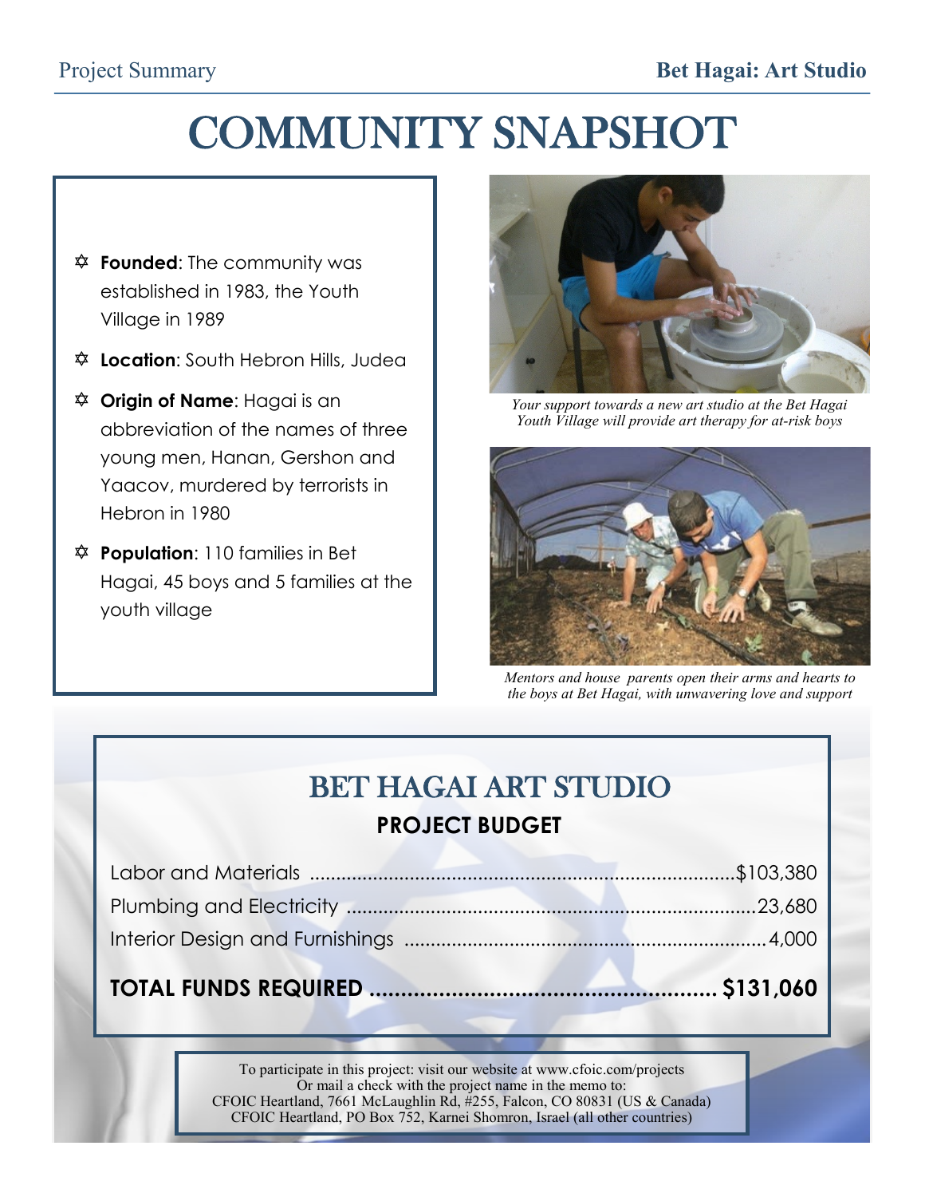# COMMUNITY SNAPSHOT

- **Founded**: The community was established in 1983, the Youth Village in 1989
- **Location**: South Hebron Hills, Judea
- **Origin of Name**: Hagai is an abbreviation of the names of three young men, Hanan, Gershon and Yaacov, murdered by terrorists in Hebron in 1980
- **Population**: 110 families in Bet Hagai, 45 boys and 5 families at the youth village

*Your support towards a new art studio at the Bet Hagai Youth Village will provide art therapy for at-risk boys*

*Mentors and house parents open their arms and hearts to the boys at Bet Hagai, with unwavering love and support*

## BET HAGAI ART STUDIO

### PROJECT BUDGET

| | |
|---|---|
| Labor and Materials | $103,380 |
| Plumbing and Electricity | 23,680 |
| Interior Design and Furnishings | 4,000 |
| **TOTAL FUNDS REQUIRED** | **$131,060** |

To participate in this project: visit our website at www.cfoic.com/projects
Or mail a check with the project name in the memo to:
CFOIC Heartland, 7661 McLaughlin Rd, #255, Falcon, CO 80831 (US & Canada)
CFOIC Heartland, PO Box 752, Karnei Shomron, Israel (all other countries)